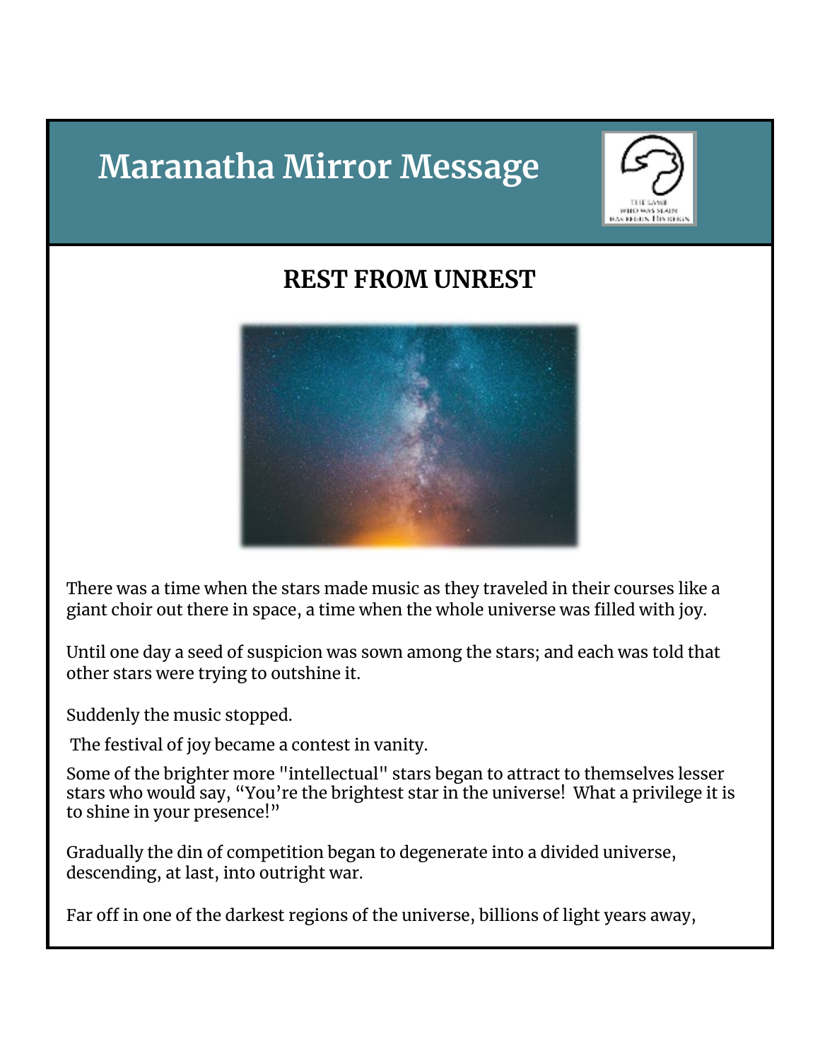# Maranatha Mirror Message

## REST FROM UNREST

There was a time when the stars made music as they traveled in their courses like a giant choir out there in space, a time when the whole universe was filled with joy.

Until one day a seed of suspicion was sown among the stars; and each was told that other stars were trying to outshine it.

Suddenly the music stopped.

The festival of joy became a contest in vanity.

Some of the brighter more "intellectual" stars began to attract to themselves lesser stars who would say, "You're the brightest star in the universe! What a privilege it is to shine in your presence!"

Gradually the din of competition began to degenerate into a divided universe, descending, at last, into outright war.

Far off in one of the darkest regions of the universe, billions of light years away,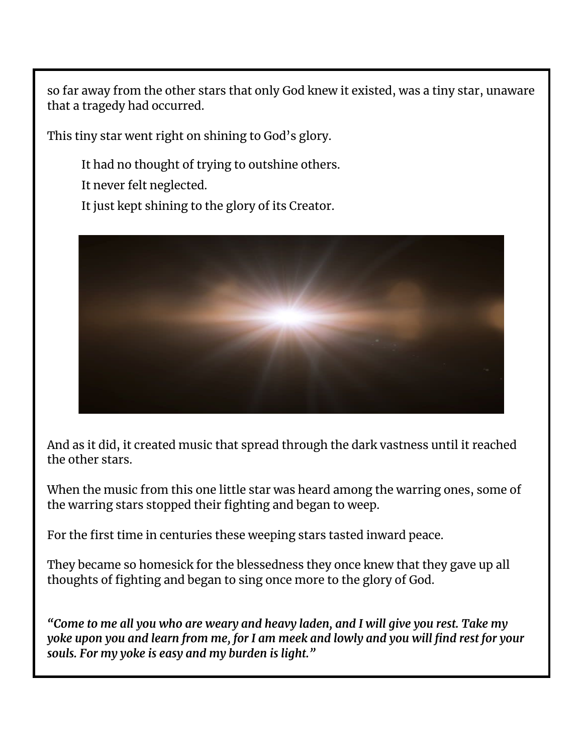so far away from the other stars that only God knew it existed, was a tiny star, unaware that a tragedy had occurred.

This tiny star went right on shining to God's glory.

> It had no thought of trying to outshine others.
>
> It never felt neglected.
>
> It just kept shining to the glory of its Creator.

And as it did, it created music that spread through the dark vastness until it reached the other stars.

When the music from this one little star was heard among the warring ones, some of the warring stars stopped their fighting and began to weep.

For the first time in centuries these weeping stars tasted inward peace.

They became so homesick for the blessedness they once knew that they gave up all thoughts of fighting and began to sing once more to the glory of God.

***"Come to me all you who are weary and heavy laden, and I will give you rest. Take my yoke upon you and learn from me, for I am meek and lowly and you will find rest for your souls. For my yoke is easy and my burden is light."***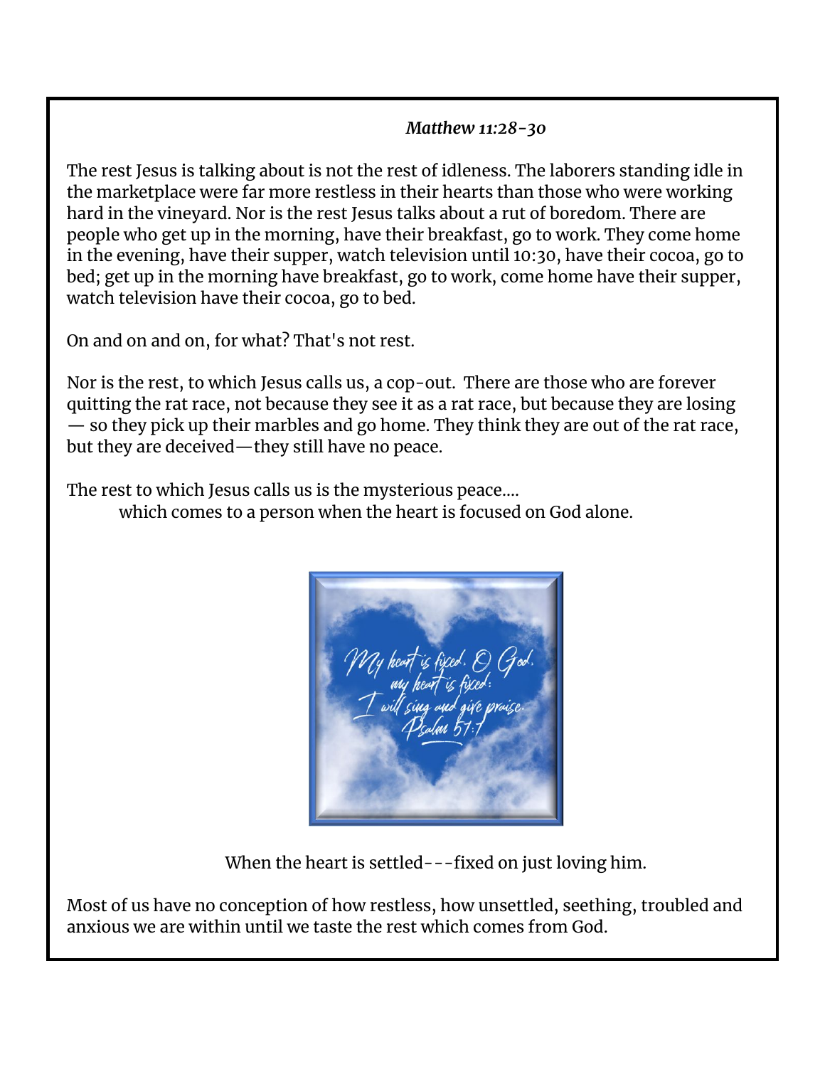*Matthew 11:28-30*

The rest Jesus is talking about is not the rest of idleness. The laborers standing idle in the marketplace were far more restless in their hearts than those who were working hard in the vineyard. Nor is the rest Jesus talks about a rut of boredom. There are people who get up in the morning, have their breakfast, go to work. They come home in the evening, have their supper, watch television until 10:30, have their cocoa, go to bed; get up in the morning have breakfast, go to work, come home have their supper, watch television have their cocoa, go to bed.

On and on and on, for what? That's not rest.

Nor is the rest, to which Jesus calls us, a cop-out. There are those who are forever quitting the rat race, not because they see it as a rat race, but because they are losing — so they pick up their marbles and go home. They think they are out of the rat race, but they are deceived—they still have no peace.

The rest to which Jesus calls us is the mysterious peace....
which comes to a person when the heart is focused on God alone.

My heart is fixed, O God, my heart is fixed: I will sing and give praise. Psalm 57:7

When the heart is settled---fixed on just loving him.

Most of us have no conception of how restless, how unsettled, seething, troubled and anxious we are within until we taste the rest which comes from God.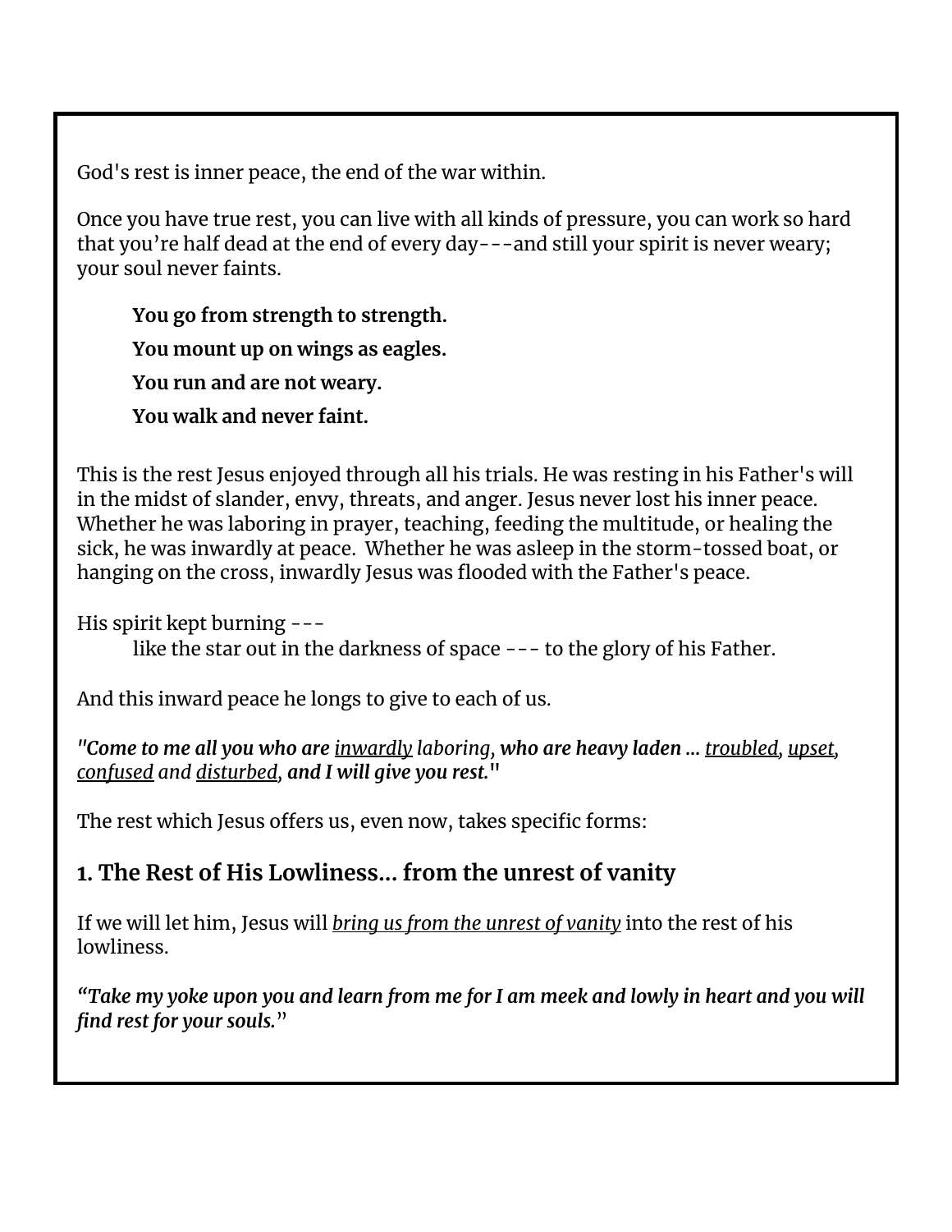God's rest is inner peace, the end of the war within.

Once you have true rest, you can live with all kinds of pressure, you can work so hard that you're half dead at the end of every day---and still your spirit is never weary; your soul never faints.

> **You go from strength to strength.**
>
> **You mount up on wings as eagles.**
>
> **You run and are not weary.**
>
> **You walk and never faint.**

This is the rest Jesus enjoyed through all his trials. He was resting in his Father's will in the midst of slander, envy, threats, and anger. Jesus never lost his inner peace. Whether he was laboring in prayer, teaching, feeding the multitude, or healing the sick, he was inwardly at peace. Whether he was asleep in the storm-tossed boat, or hanging on the cross, inwardly Jesus was flooded with the Father's peace.

His spirit kept burning ---
like the star out in the darkness of space --- to the glory of his Father.

And this inward peace he longs to give to each of us.

***"Come to me all you who are*** *<u>inwardly</u> laboring*, ***who are heavy laden ...*** *<u>troubled</u>, <u>upset</u>, <u>confused</u> and <u>disturbed</u>*, ***and I will give you rest."***

The rest which Jesus offers us, even now, takes specific forms:

## 1. The Rest of His Lowliness... from the unrest of vanity

If we will let him, Jesus will *<u>bring us from the unrest of vanity</u>* into the rest of his lowliness.

***"Take my yoke upon you and learn from me for I am meek and lowly in heart and you will find rest for your souls."***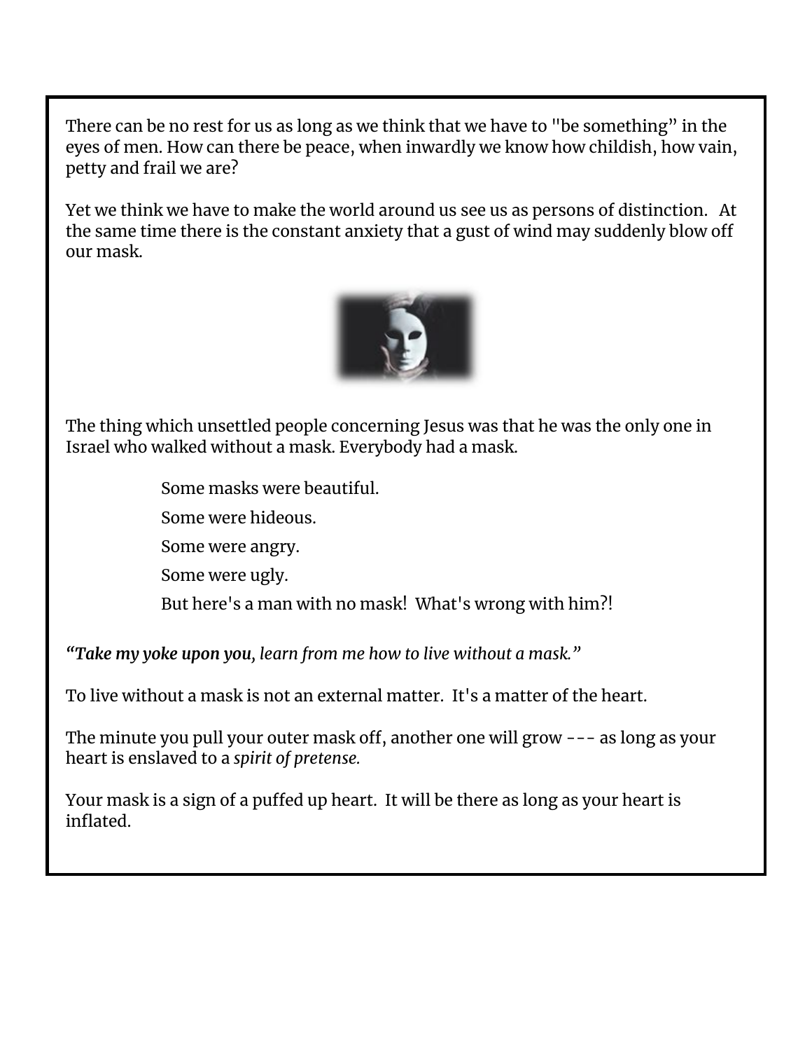There can be no rest for us as long as we think that we have to "be something" in the eyes of men. How can there be peace, when inwardly we know how childish, how vain, petty and frail we are?

Yet we think we have to make the world around us see us as persons of distinction. At the same time there is the constant anxiety that a gust of wind may suddenly blow off our mask.

The thing which unsettled people concerning Jesus was that he was the only one in Israel who walked without a mask. Everybody had a mask.

> Some masks were beautiful.
>
> Some were hideous.
>
> Some were angry.
>
> Some were ugly.
>
> But here's a man with no mask! What's wrong with him?!

*"**Take my yoke upon you**, learn from me how to live without a mask."*

To live without a mask is not an external matter. It's a matter of the heart.

The minute you pull your outer mask off, another one will grow --- as long as your heart is enslaved to a *spirit of pretense.*

Your mask is a sign of a puffed up heart. It will be there as long as your heart is inflated.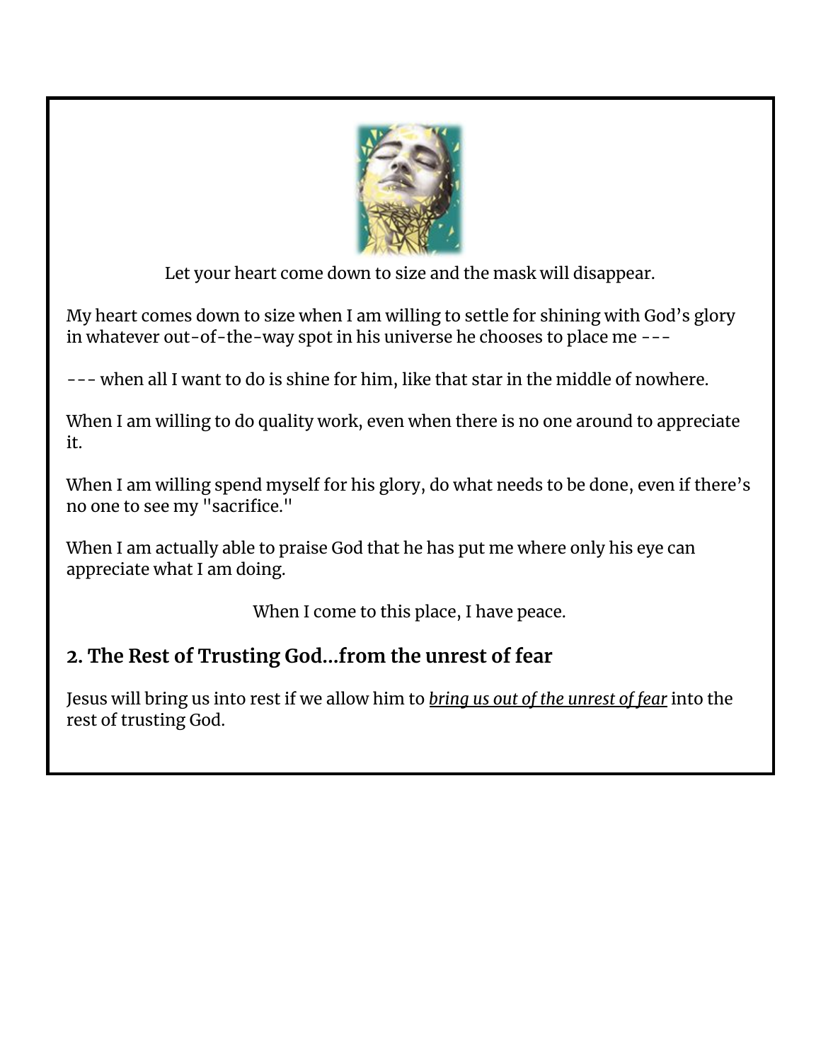Let your heart come down to size and the mask will disappear.

My heart comes down to size when I am willing to settle for shining with God's glory in whatever out-of-the-way spot in his universe he chooses to place me ---

--- when all I want to do is shine for him, like that star in the middle of nowhere.

When I am willing to do quality work, even when there is no one around to appreciate it.

When I am willing spend myself for his glory, do what needs to be done, even if there's no one to see my "sacrifice."

When I am actually able to praise God that he has put me where only his eye can appreciate what I am doing.

When I come to this place, I have peace.

### 2. The Rest of Trusting God...from the unrest of fear

Jesus will bring us into rest if we allow him to ***bring us out of the unrest of fear*** into the rest of trusting God.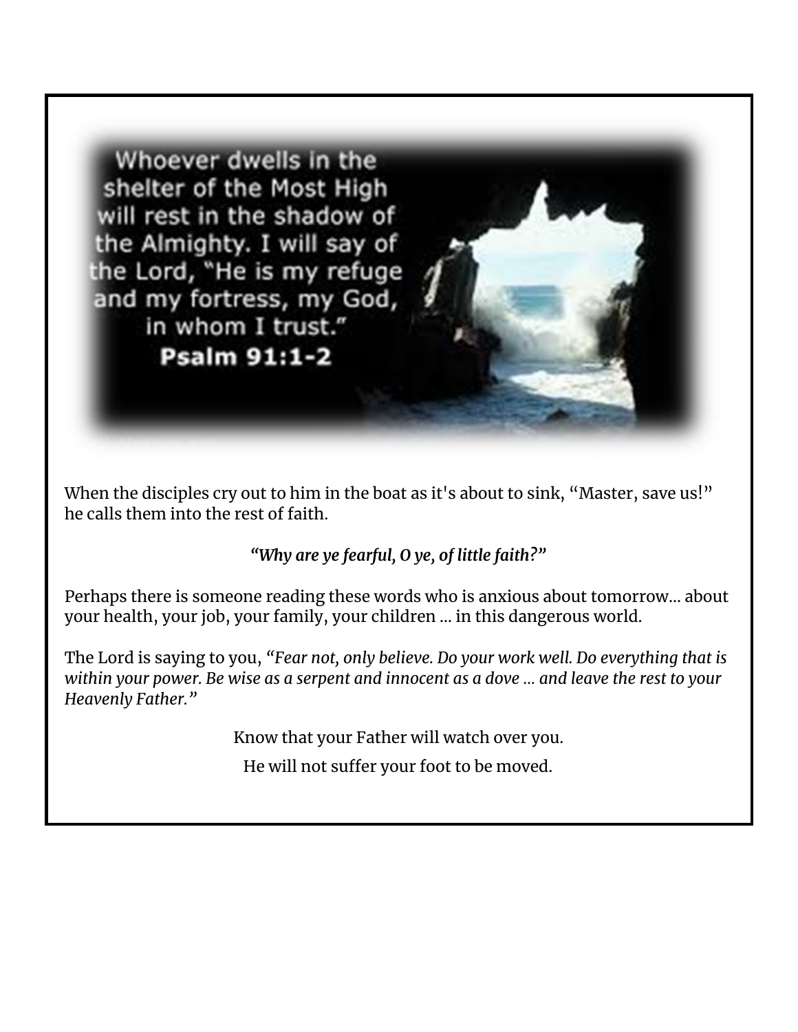Whoever dwells in the shelter of the Most High will rest in the shadow of the Almighty. I will say of the Lord, "He is my refuge and my fortress, my God, in whom I trust."

**Psalm 91:1-2**

When the disciples cry out to him in the boat as it's about to sink, "Master, save us!" he calls them into the rest of faith.

*"Why are ye fearful, O ye, of little faith?"*

Perhaps there is someone reading these words who is anxious about tomorrow... about your health, your job, your family, your children ... in this dangerous world.

The Lord is saying to you, *"Fear not, only believe. Do your work well. Do everything that is within your power. Be wise as a serpent and innocent as a dove ... and leave the rest to your Heavenly Father."*

Know that your Father will watch over you.

He will not suffer your foot to be moved.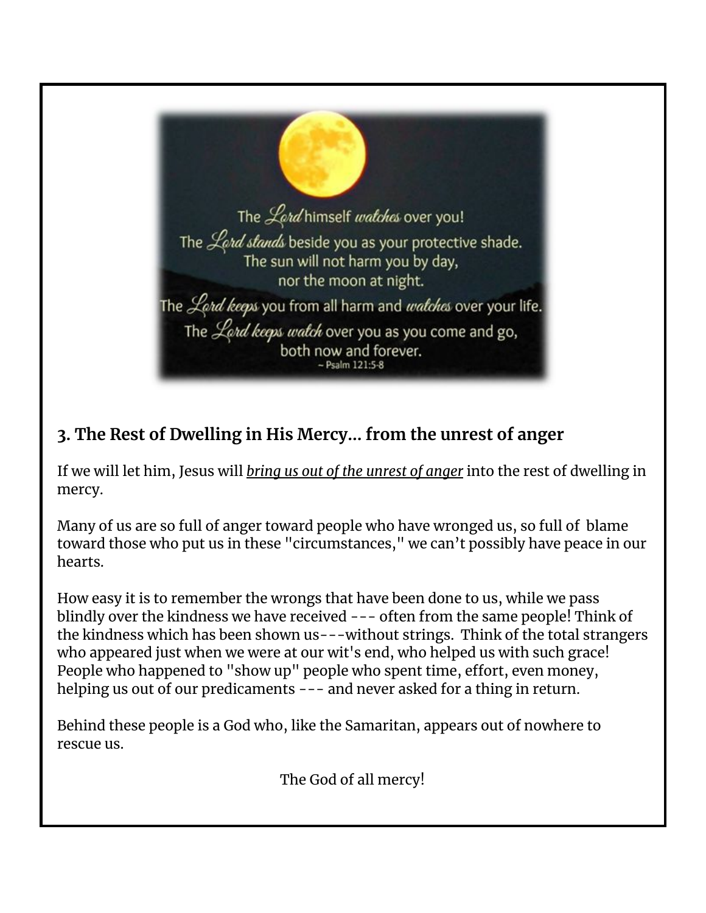The *Lord* himself *watches* over you!
The *Lord stands* beside you as your protective shade.
The sun will not harm you by day,
nor the moon at night.
The *Lord keeps* you from all harm and *watches* over your life.
The *Lord keeps watch* over you as you come and go,
both now and forever.
~ Psalm 121:5-8

## 3. The Rest of Dwelling in His Mercy... from the unrest of anger

If we will let him, Jesus will ***bring us out of the unrest of anger*** into the rest of dwelling in mercy.

Many of us are so full of anger toward people who have wronged us, so full of blame toward those who put us in these "circumstances," we can't possibly have peace in our hearts.

How easy it is to remember the wrongs that have been done to us, while we pass blindly over the kindness we have received --- often from the same people! Think of the kindness which has been shown us---without strings. Think of the total strangers who appeared just when we were at our wit's end, who helped us with such grace! People who happened to "show up" people who spent time, effort, even money, helping us out of our predicaments --- and never asked for a thing in return.

Behind these people is a God who, like the Samaritan, appears out of nowhere to rescue us.

The God of all mercy!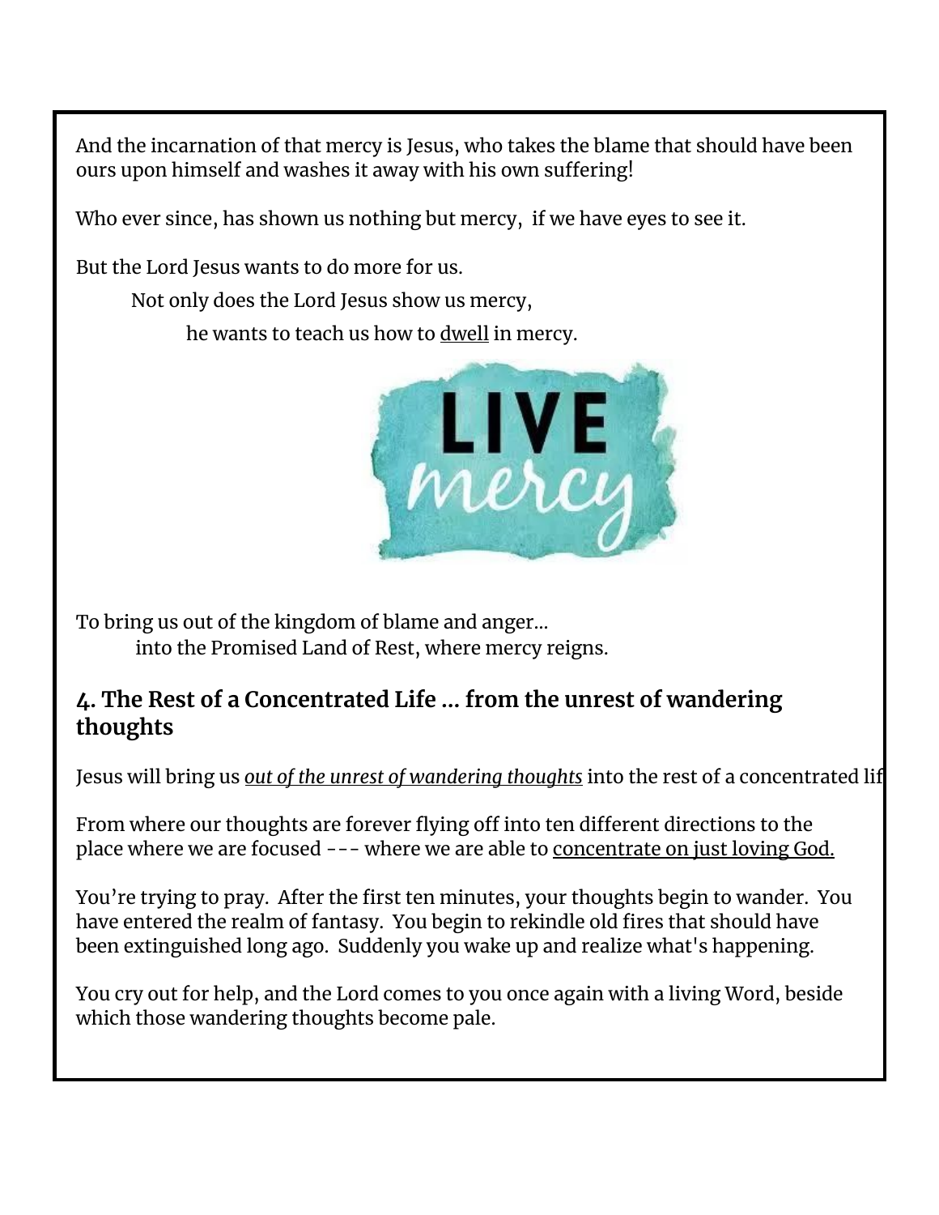And the incarnation of that mercy is Jesus, who takes the blame that should have been ours upon himself and washes it away with his own suffering!

Who ever since, has shown us nothing but mercy, if we have eyes to see it.

But the Lord Jesus wants to do more for us.

Not only does the Lord Jesus show us mercy,

he wants to teach us how to dwell in mercy.

To bring us out of the kingdom of blame and anger…

into the Promised Land of Rest, where mercy reigns.

## 4. The Rest of a Concentrated Life … from the unrest of wandering thoughts

Jesus will bring us ***out of the unrest of wandering thoughts*** into the rest of a concentrated lif

From where our thoughts are forever flying off into ten different directions to the place where we are focused --- where we are able to concentrate on just loving God.

You're trying to pray. After the first ten minutes, your thoughts begin to wander. You have entered the realm of fantasy. You begin to rekindle old fires that should have been extinguished long ago. Suddenly you wake up and realize what's happening.

You cry out for help, and the Lord comes to you once again with a living Word, beside which those wandering thoughts become pale.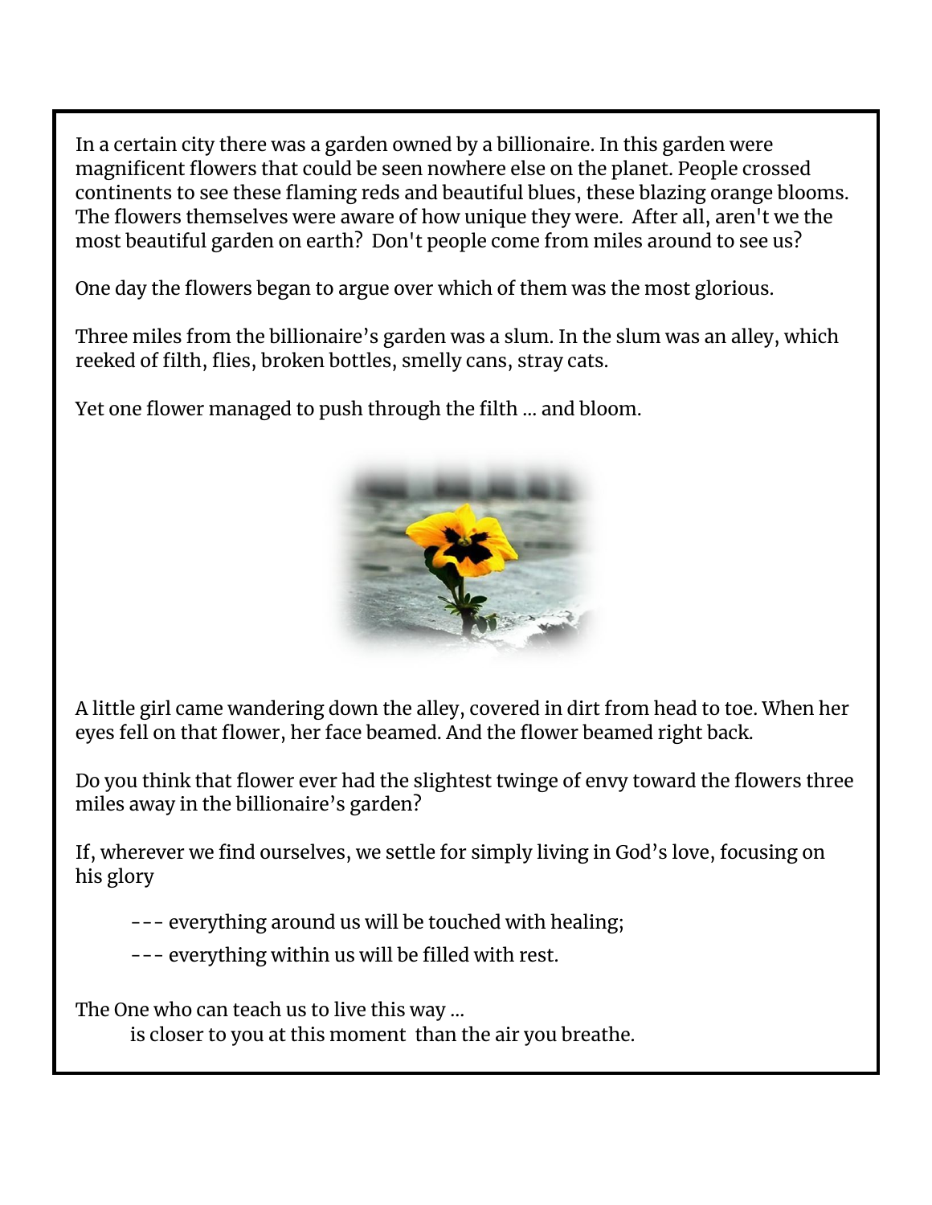In a certain city there was a garden owned by a billionaire. In this garden were magnificent flowers that could be seen nowhere else on the planet. People crossed continents to see these flaming reds and beautiful blues, these blazing orange blooms. The flowers themselves were aware of how unique they were. After all, aren't we the most beautiful garden on earth? Don't people come from miles around to see us?

One day the flowers began to argue over which of them was the most glorious.

Three miles from the billionaire's garden was a slum. In the slum was an alley, which reeked of filth, flies, broken bottles, smelly cans, stray cats.

Yet one flower managed to push through the filth ... and bloom.

A little girl came wandering down the alley, covered in dirt from head to toe. When her eyes fell on that flower, her face beamed. And the flower beamed right back.

Do you think that flower ever had the slightest twinge of envy toward the flowers three miles away in the billionaire's garden?

If, wherever we find ourselves, we settle for simply living in God's love, focusing on his glory

--- everything around us will be touched with healing;

--- everything within us will be filled with rest.

The One who can teach us to live this way ...
is closer to you at this moment than the air you breathe.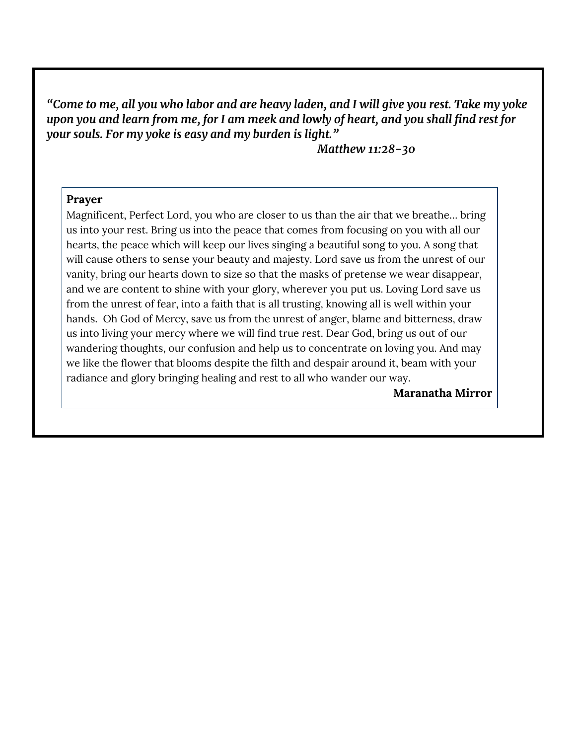*"Come to me, all you who labor and are heavy laden, and I will give you rest. Take my yoke upon you and learn from me, for I am meek and lowly of heart, and you shall find rest for your souls. For my yoke is easy and my burden is light."*

*Matthew 11:28-30*

**Prayer**

Magnificent, Perfect Lord, you who are closer to us than the air that we breathe… bring us into your rest. Bring us into the peace that comes from focusing on you with all our hearts, the peace which will keep our lives singing a beautiful song to you. A song that will cause others to sense your beauty and majesty. Lord save us from the unrest of our vanity, bring our hearts down to size so that the masks of pretense we wear disappear, and we are content to shine with your glory, wherever you put us. Loving Lord save us from the unrest of fear, into a faith that is all trusting, knowing all is well within your hands. Oh God of Mercy, save us from the unrest of anger, blame and bitterness, draw us into living your mercy where we will find true rest. Dear God, bring us out of our wandering thoughts, our confusion and help us to concentrate on loving you. And may we like the flower that blooms despite the filth and despair around it, beam with your radiance and glory bringing healing and rest to all who wander our way.

**Maranatha Mirror**